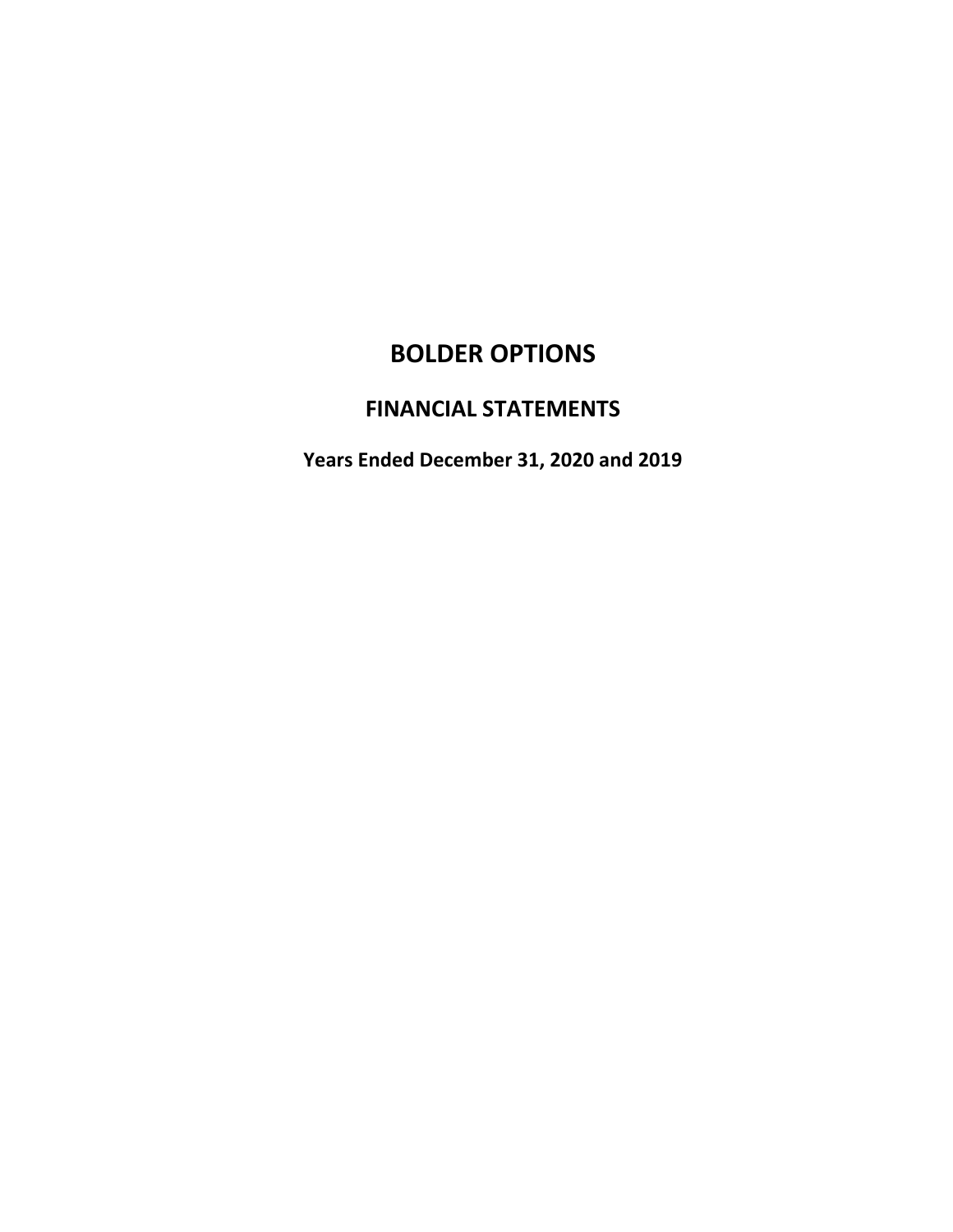# BOLDER OPTIONS

## FINANCIAL STATEMENTS

**Years Ended December 31, 2020 and 2019**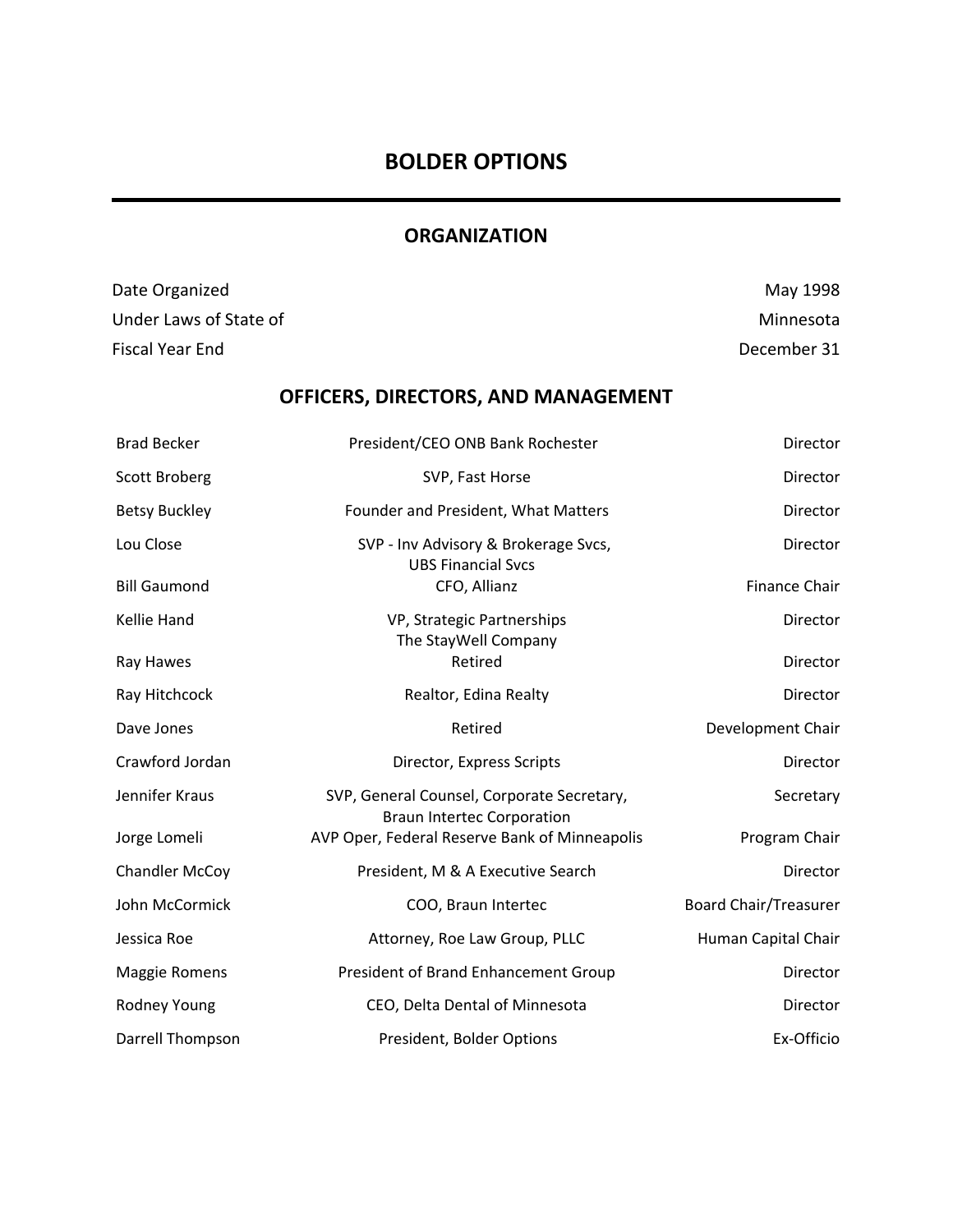# BOLDER OPTIONS

## ORGANIZATION

| | |
|---|---|
| Date Organized | May 1998 |
| Under Laws of State of | Minnesota |
| Fiscal Year End | December 31 |

## OFFICERS, DIRECTORS, AND MANAGEMENT

| | | |
|---|---|---|
| Brad Becker | President/CEO ONB Bank Rochester | Director |
| Scott Broberg | SVP, Fast Horse | Director |
| Betsy Buckley | Founder and President, What Matters | Director |
| Lou Close | SVP - Inv Advisory & Brokerage Svcs, UBS Financial Svcs | Director |
| Bill Gaumond | CFO, Allianz | Finance Chair |
| Kellie Hand | VP, Strategic Partnerships The StayWell Company | Director |
| Ray Hawes | Retired | Director |
| Ray Hitchcock | Realtor, Edina Realty | Director |
| Dave Jones | Retired | Development Chair |
| Crawford Jordan | Director, Express Scripts | Director |
| Jennifer Kraus | SVP, General Counsel, Corporate Secretary, Braun Intertec Corporation | Secretary |
| Jorge Lomeli | AVP Oper, Federal Reserve Bank of Minneapolis | Program Chair |
| Chandler McCoy | President, M & A Executive Search | Director |
| John McCormick | COO, Braun Intertec | Board Chair/Treasurer |
| Jessica Roe | Attorney, Roe Law Group, PLLC | Human Capital Chair |
| Maggie Romens | President of Brand Enhancement Group | Director |
| Rodney Young | CEO, Delta Dental of Minnesota | Director |
| Darrell Thompson | President, Bolder Options | Ex-Officio |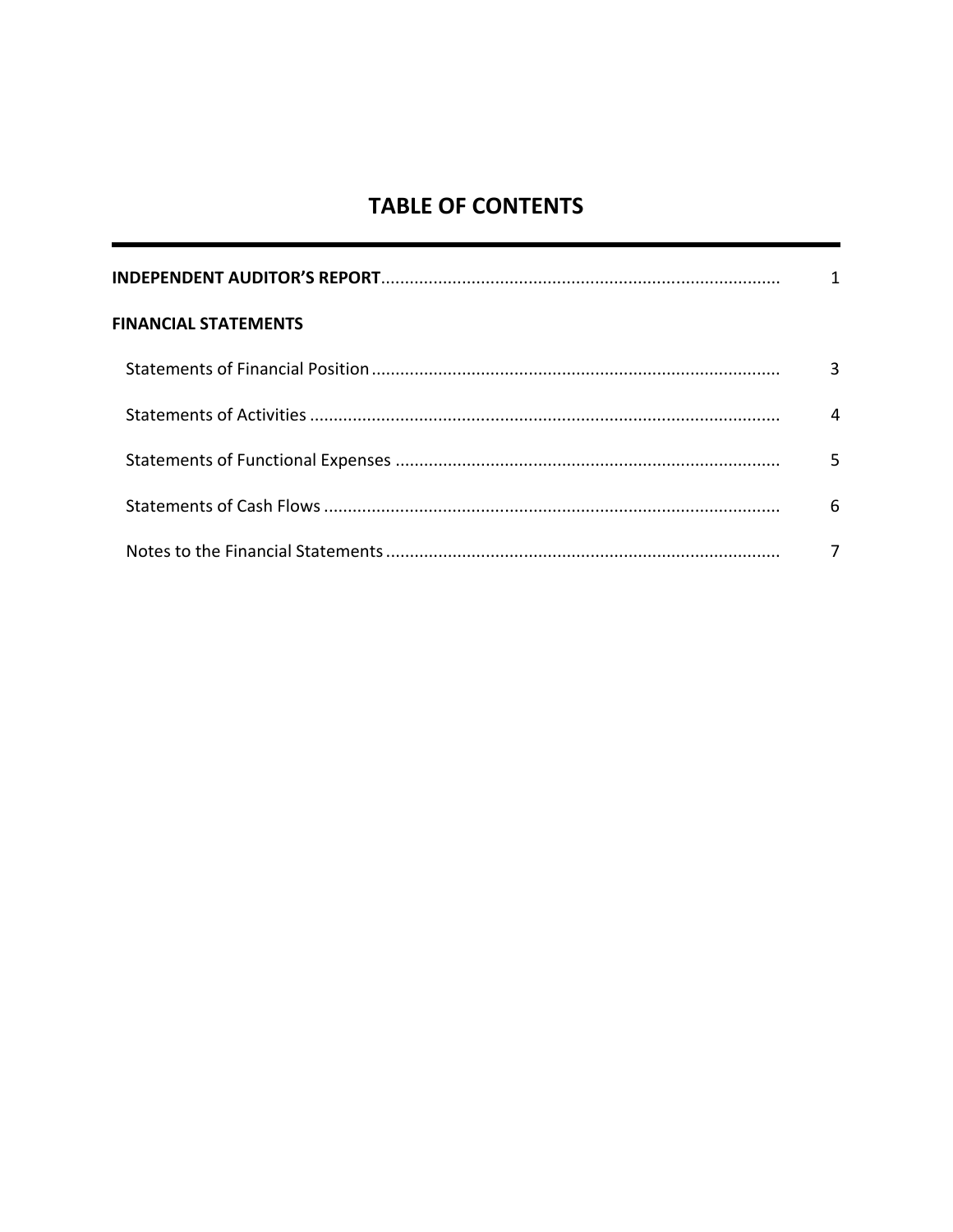# TABLE OF CONTENTS

| | |
|---|---|
| **INDEPENDENT AUDITOR'S REPORT** | 1 |
| **FINANCIAL STATEMENTS** | |
| Statements of Financial Position | 3 |
| Statements of Activities | 4 |
| Statements of Functional Expenses | 5 |
| Statements of Cash Flows | 6 |
| Notes to the Financial Statements | 7 |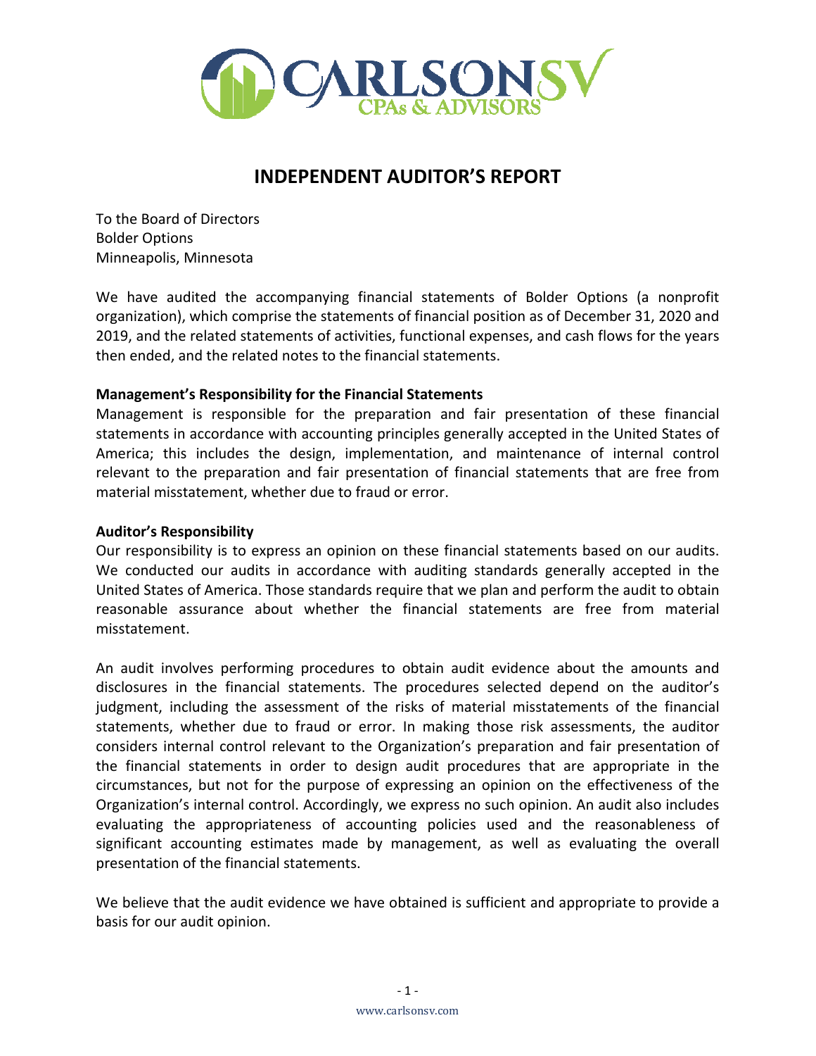# INDEPENDENT AUDITOR'S REPORT

To the Board of Directors
Bolder Options
Minneapolis, Minnesota

We have audited the accompanying financial statements of Bolder Options (a nonprofit organization), which comprise the statements of financial position as of December 31, 2020 and 2019, and the related statements of activities, functional expenses, and cash flows for the years then ended, and the related notes to the financial statements.

**Management's Responsibility for the Financial Statements**
Management is responsible for the preparation and fair presentation of these financial statements in accordance with accounting principles generally accepted in the United States of America; this includes the design, implementation, and maintenance of internal control relevant to the preparation and fair presentation of financial statements that are free from material misstatement, whether due to fraud or error.

**Auditor's Responsibility**
Our responsibility is to express an opinion on these financial statements based on our audits. We conducted our audits in accordance with auditing standards generally accepted in the United States of America. Those standards require that we plan and perform the audit to obtain reasonable assurance about whether the financial statements are free from material misstatement.

An audit involves performing procedures to obtain audit evidence about the amounts and disclosures in the financial statements. The procedures selected depend on the auditor's judgment, including the assessment of the risks of material misstatements of the financial statements, whether due to fraud or error. In making those risk assessments, the auditor considers internal control relevant to the Organization's preparation and fair presentation of the financial statements in order to design audit procedures that are appropriate in the circumstances, but not for the purpose of expressing an opinion on the effectiveness of the Organization's internal control. Accordingly, we express no such opinion. An audit also includes evaluating the appropriateness of accounting policies used and the reasonableness of significant accounting estimates made by management, as well as evaluating the overall presentation of the financial statements.

We believe that the audit evidence we have obtained is sufficient and appropriate to provide a basis for our audit opinion.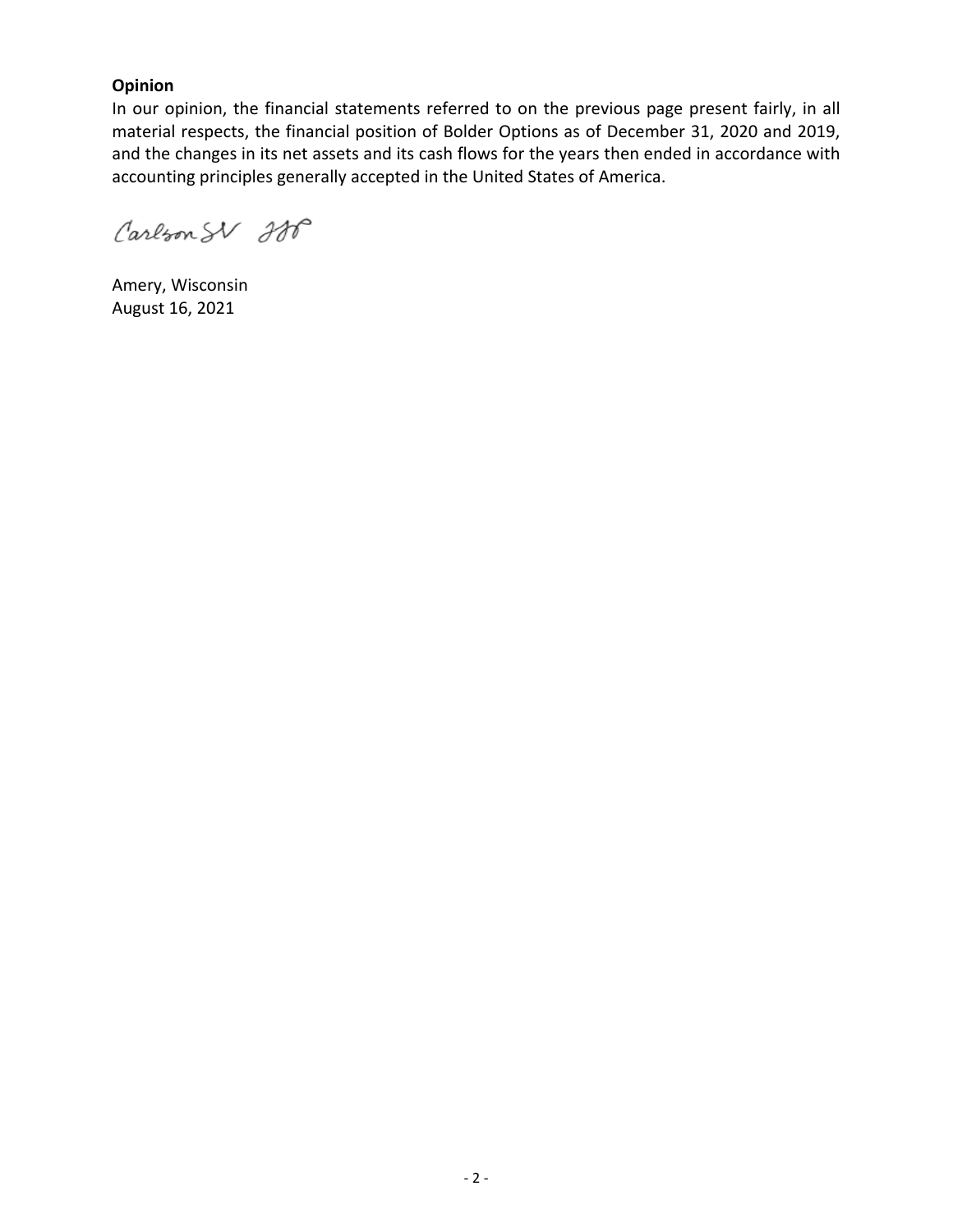**Opinion**

In our opinion, the financial statements referred to on the previous page present fairly, in all material respects, the financial position of Bolder Options as of December 31, 2020 and 2019, and the changes in its net assets and its cash flows for the years then ended in accordance with accounting principles generally accepted in the United States of America.

Carlson SV LLP

Amery, Wisconsin
August 16, 2021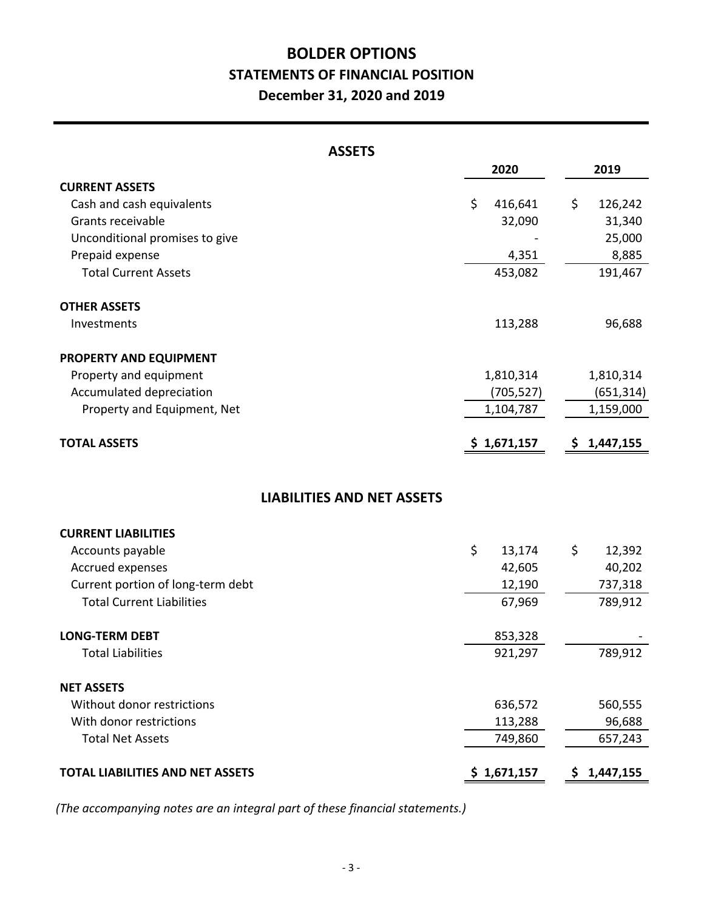# BOLDER OPTIONS

## STATEMENTS OF FINANCIAL POSITION

### December 31, 2020 and 2019

**ASSETS**

| | 2020 | 2019 |
|---|---|---|
| **CURRENT ASSETS** | | |
| Cash and cash equivalents | $ 416,641 | $ 126,242 |
| Grants receivable | 32,090 | 31,340 |
| Unconditional promises to give | - | 25,000 |
| Prepaid expense | 4,351 | 8,885 |
| Total Current Assets | 453,082 | 191,467 |
| **OTHER ASSETS** | | |
| Investments | 113,288 | 96,688 |
| **PROPERTY AND EQUIPMENT** | | |
| Property and equipment | 1,810,314 | 1,810,314 |
| Accumulated depreciation | (705,527) | (651,314) |
| Property and Equipment, Net | 1,104,787 | 1,159,000 |
| **TOTAL ASSETS** | **$ 1,671,157** | **$ 1,447,155** |

**LIABILITIES AND NET ASSETS**

| | 2020 | 2019 |
|---|---|---|
| **CURRENT LIABILITIES** | | |
| Accounts payable | $ 13,174 | $ 12,392 |
| Accrued expenses | 42,605 | 40,202 |
| Current portion of long-term debt | 12,190 | 737,318 |
| Total Current Liabilities | 67,969 | 789,912 |
| **LONG-TERM DEBT** | 853,328 | - |
| Total Liabilities | 921,297 | 789,912 |
| **NET ASSETS** | | |
| Without donor restrictions | 636,572 | 560,555 |
| With donor restrictions | 113,288 | 96,688 |
| Total Net Assets | 749,860 | 657,243 |
| **TOTAL LIABILITIES AND NET ASSETS** | **$ 1,671,157** | **$ 1,447,155** |

*(The accompanying notes are an integral part of these financial statements.)*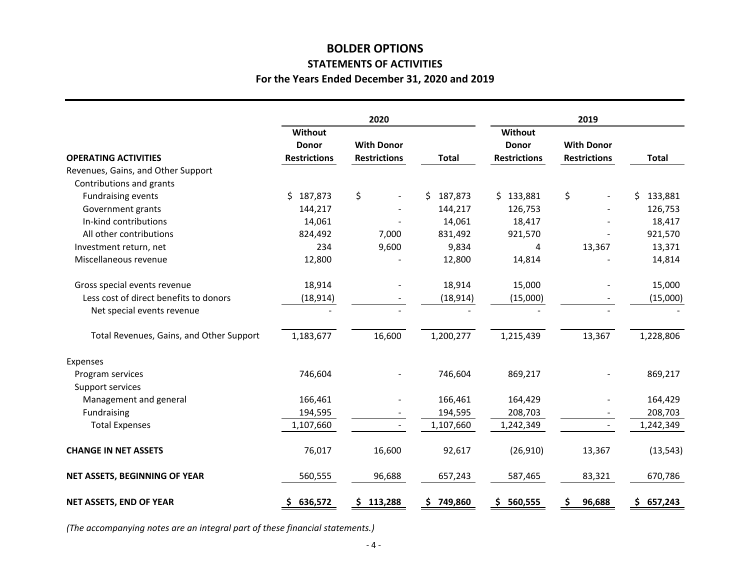# BOLDER OPTIONS

## STATEMENTS OF ACTIVITIES

### For the Years Ended December 31, 2020 and 2019

| | 2020 | | | 2019 | | |
|---|---|---|---|---|---|---|
| **OPERATING ACTIVITIES** | **Without Donor Restrictions** | **With Donor Restrictions** | **Total** | **Without Donor Restrictions** | **With Donor Restrictions** | **Total** |
| Revenues, Gains, and Other Support | | | | | | |
| Contributions and grants | | | | | | |
| Fundraising events | $ 187,873 | $ - | $ 187,873 | $ 133,881 | $ - | $ 133,881 |
| Government grants | 144,217 | - | 144,217 | 126,753 | - | 126,753 |
| In-kind contributions | 14,061 | - | 14,061 | 18,417 | - | 18,417 |
| All other contributions | 824,492 | 7,000 | 831,492 | 921,570 | - | 921,570 |
| Investment return, net | 234 | 9,600 | 9,834 | 4 | 13,367 | 13,371 |
| Miscellaneous revenue | 12,800 | - | 12,800 | 14,814 | - | 14,814 |
| Gross special events revenue | 18,914 | - | 18,914 | 15,000 | - | 15,000 |
| Less cost of direct benefits to donors | (18,914) | - | (18,914) | (15,000) | - | (15,000) |
| Net special events revenue | - | - | - | - | - | - |
| Total Revenues, Gains, and Other Support | 1,183,677 | 16,600 | 1,200,277 | 1,215,439 | 13,367 | 1,228,806 |
| Expenses | | | | | | |
| Program services | 746,604 | - | 746,604 | 869,217 | - | 869,217 |
| Support services | | | | | | |
| Management and general | 166,461 | - | 166,461 | 164,429 | - | 164,429 |
| Fundraising | 194,595 | - | 194,595 | 208,703 | - | 208,703 |
| Total Expenses | 1,107,660 | - | 1,107,660 | 1,242,349 | - | 1,242,349 |
| **CHANGE IN NET ASSETS** | 76,017 | 16,600 | 92,617 | (26,910) | 13,367 | (13,543) |
| **NET ASSETS, BEGINNING OF YEAR** | 560,555 | 96,688 | 657,243 | 587,465 | 83,321 | 670,786 |
| **NET ASSETS, END OF YEAR** | **$ 636,572** | **$ 113,288** | **$ 749,860** | **$ 560,555** | **$ 96,688** | **$ 657,243** |

*(The accompanying notes are an integral part of these financial statements.)*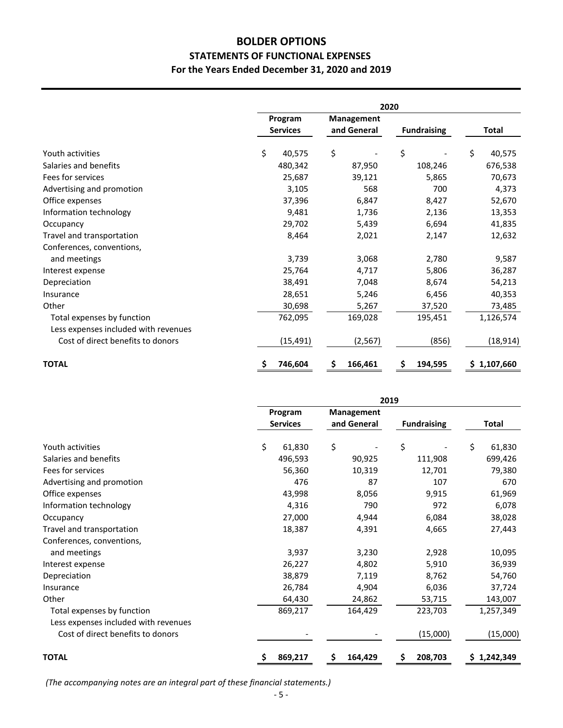# BOLDER OPTIONS

## STATEMENTS OF FUNCTIONAL EXPENSES

### For the Years Ended December 31, 2020 and 2019

| | 2020 | | | |
|---|---|---|---|---|
| | Program Services | Management and General | Fundraising | Total |
| Youth activities | $ 40,575 | $ - | $ - | $ 40,575 |
| Salaries and benefits | 480,342 | 87,950 | 108,246 | 676,538 |
| Fees for services | 25,687 | 39,121 | 5,865 | 70,673 |
| Advertising and promotion | 3,105 | 568 | 700 | 4,373 |
| Office expenses | 37,396 | 6,847 | 8,427 | 52,670 |
| Information technology | 9,481 | 1,736 | 2,136 | 13,353 |
| Occupancy | 29,702 | 5,439 | 6,694 | 41,835 |
| Travel and transportation | 8,464 | 2,021 | 2,147 | 12,632 |
| Conferences, conventions, and meetings | 3,739 | 3,068 | 2,780 | 9,587 |
| Interest expense | 25,764 | 4,717 | 5,806 | 36,287 |
| Depreciation | 38,491 | 7,048 | 8,674 | 54,213 |
| Insurance | 28,651 | 5,246 | 6,456 | 40,353 |
| Other | 30,698 | 5,267 | 37,520 | 73,485 |
| Total expenses by function | 762,095 | 169,028 | 195,451 | 1,126,574 |
| Less expenses included with revenues | | | | |
| Cost of direct benefits to donors | (15,491) | (2,567) | (856) | (18,914) |
| **TOTAL** | **$ 746,604** | **$ 166,461** | **$ 194,595** | **$ 1,107,660** |

| | 2019 | | | |
|---|---|---|---|---|
| | Program Services | Management and General | Fundraising | Total |
| Youth activities | $ 61,830 | $ - | $ - | $ 61,830 |
| Salaries and benefits | 496,593 | 90,925 | 111,908 | 699,426 |
| Fees for services | 56,360 | 10,319 | 12,701 | 79,380 |
| Advertising and promotion | 476 | 87 | 107 | 670 |
| Office expenses | 43,998 | 8,056 | 9,915 | 61,969 |
| Information technology | 4,316 | 790 | 972 | 6,078 |
| Occupancy | 27,000 | 4,944 | 6,084 | 38,028 |
| Travel and transportation | 18,387 | 4,391 | 4,665 | 27,443 |
| Conferences, conventions, and meetings | 3,937 | 3,230 | 2,928 | 10,095 |
| Interest expense | 26,227 | 4,802 | 5,910 | 36,939 |
| Depreciation | 38,879 | 7,119 | 8,762 | 54,760 |
| Insurance | 26,784 | 4,904 | 6,036 | 37,724 |
| Other | 64,430 | 24,862 | 53,715 | 143,007 |
| Total expenses by function | 869,217 | 164,429 | 223,703 | 1,257,349 |
| Less expenses included with revenues | | | | |
| Cost of direct benefits to donors | - | - | (15,000) | (15,000) |
| **TOTAL** | **$ 869,217** | **$ 164,429** | **$ 208,703** | **$ 1,242,349** |

*(The accompanying notes are an integral part of these financial statements.)*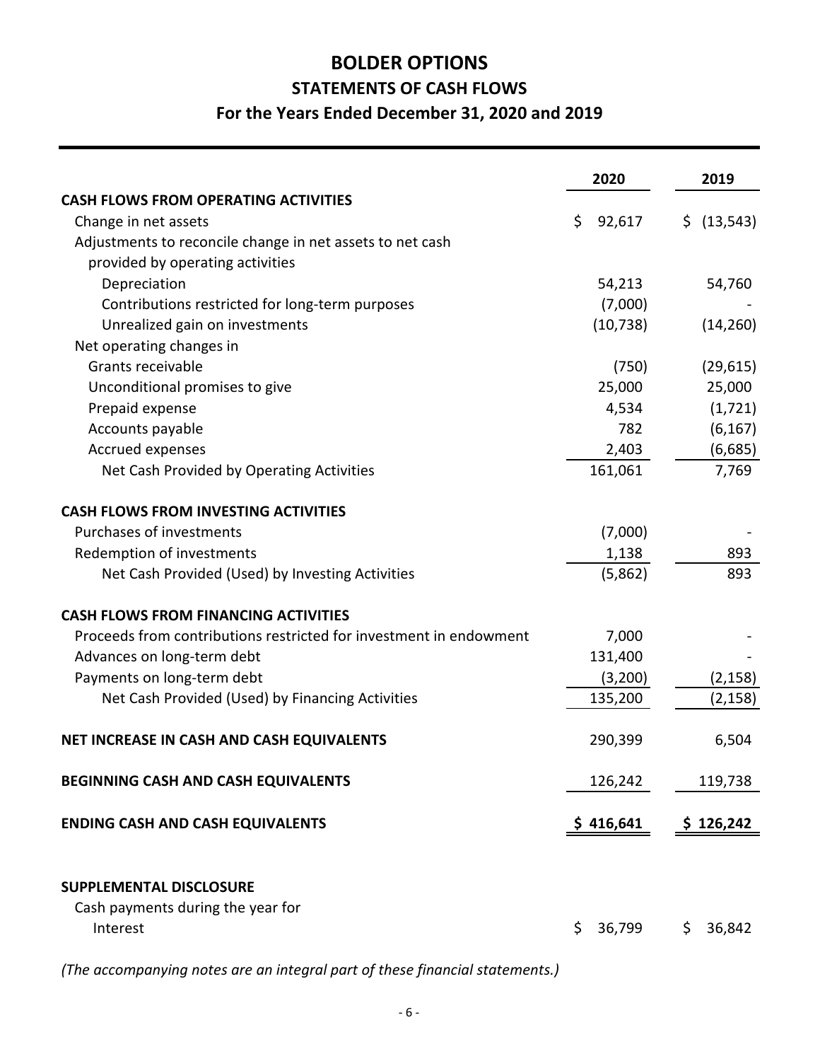# BOLDER OPTIONS

## STATEMENTS OF CASH FLOWS

### For the Years Ended December 31, 2020 and 2019

| | 2020 | 2019 |
|---|---|---|
| **CASH FLOWS FROM OPERATING ACTIVITIES** | | |
| Change in net assets | $ 92,617 | $ (13,543) |
| Adjustments to reconcile change in net assets to net cash provided by operating activities | | |
| Depreciation | 54,213 | 54,760 |
| Contributions restricted for long-term purposes | (7,000) | - |
| Unrealized gain on investments | (10,738) | (14,260) |
| Net operating changes in | | |
| Grants receivable | (750) | (29,615) |
| Unconditional promises to give | 25,000 | 25,000 |
| Prepaid expense | 4,534 | (1,721) |
| Accounts payable | 782 | (6,167) |
| Accrued expenses | 2,403 | (6,685) |
| Net Cash Provided by Operating Activities | 161,061 | 7,769 |
| **CASH FLOWS FROM INVESTING ACTIVITIES** | | |
| Purchases of investments | (7,000) | - |
| Redemption of investments | 1,138 | 893 |
| Net Cash Provided (Used) by Investing Activities | (5,862) | 893 |
| **CASH FLOWS FROM FINANCING ACTIVITIES** | | |
| Proceeds from contributions restricted for investment in endowment | 7,000 | - |
| Advances on long-term debt | 131,400 | - |
| Payments on long-term debt | (3,200) | (2,158) |
| Net Cash Provided (Used) by Financing Activities | 135,200 | (2,158) |
| **NET INCREASE IN CASH AND CASH EQUIVALENTS** | 290,399 | 6,504 |
| **BEGINNING CASH AND CASH EQUIVALENTS** | 126,242 | 119,738 |
| **ENDING CASH AND CASH EQUIVALENTS** | $ 416,641 | $ 126,242 |
| **SUPPLEMENTAL DISCLOSURE** | | |
| Cash payments during the year for | | |
| Interest | $ 36,799 | $ 36,842 |

*(The accompanying notes are an integral part of these financial statements.)*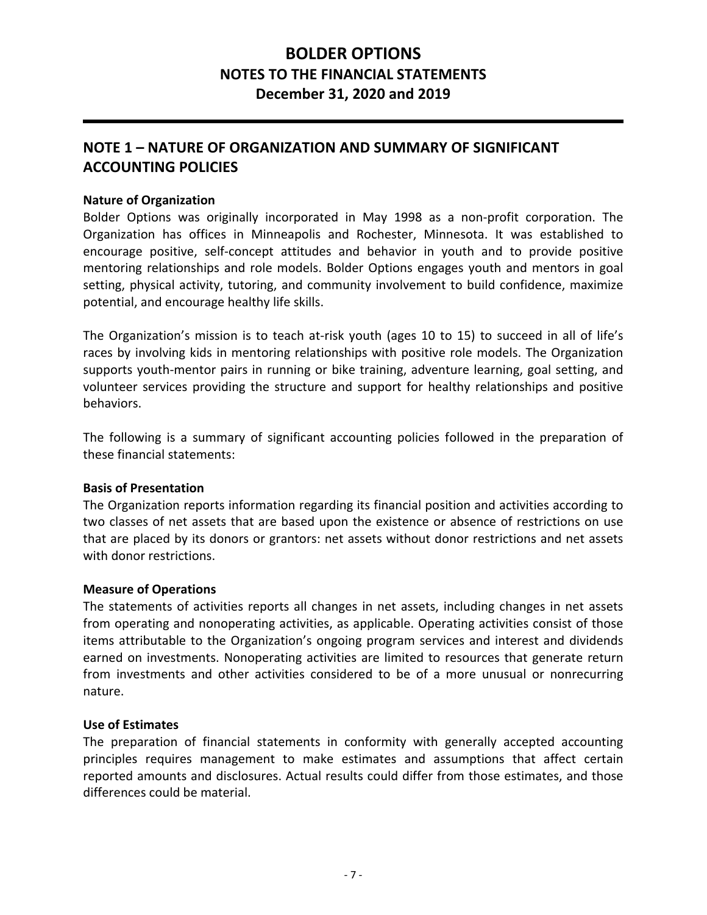# BOLDER OPTIONS
## NOTES TO THE FINANCIAL STATEMENTS
## December 31, 2020 and 2019

## NOTE 1 – NATURE OF ORGANIZATION AND SUMMARY OF SIGNIFICANT ACCOUNTING POLICIES

**Nature of Organization**

Bolder Options was originally incorporated in May 1998 as a non-profit corporation. The Organization has offices in Minneapolis and Rochester, Minnesota. It was established to encourage positive, self-concept attitudes and behavior in youth and to provide positive mentoring relationships and role models. Bolder Options engages youth and mentors in goal setting, physical activity, tutoring, and community involvement to build confidence, maximize potential, and encourage healthy life skills.

The Organization's mission is to teach at-risk youth (ages 10 to 15) to succeed in all of life's races by involving kids in mentoring relationships with positive role models. The Organization supports youth-mentor pairs in running or bike training, adventure learning, goal setting, and volunteer services providing the structure and support for healthy relationships and positive behaviors.

The following is a summary of significant accounting policies followed in the preparation of these financial statements:

**Basis of Presentation**

The Organization reports information regarding its financial position and activities according to two classes of net assets that are based upon the existence or absence of restrictions on use that are placed by its donors or grantors: net assets without donor restrictions and net assets with donor restrictions.

**Measure of Operations**

The statements of activities reports all changes in net assets, including changes in net assets from operating and nonoperating activities, as applicable. Operating activities consist of those items attributable to the Organization's ongoing program services and interest and dividends earned on investments. Nonoperating activities are limited to resources that generate return from investments and other activities considered to be of a more unusual or nonrecurring nature.

**Use of Estimates**

The preparation of financial statements in conformity with generally accepted accounting principles requires management to make estimates and assumptions that affect certain reported amounts and disclosures. Actual results could differ from those estimates, and those differences could be material.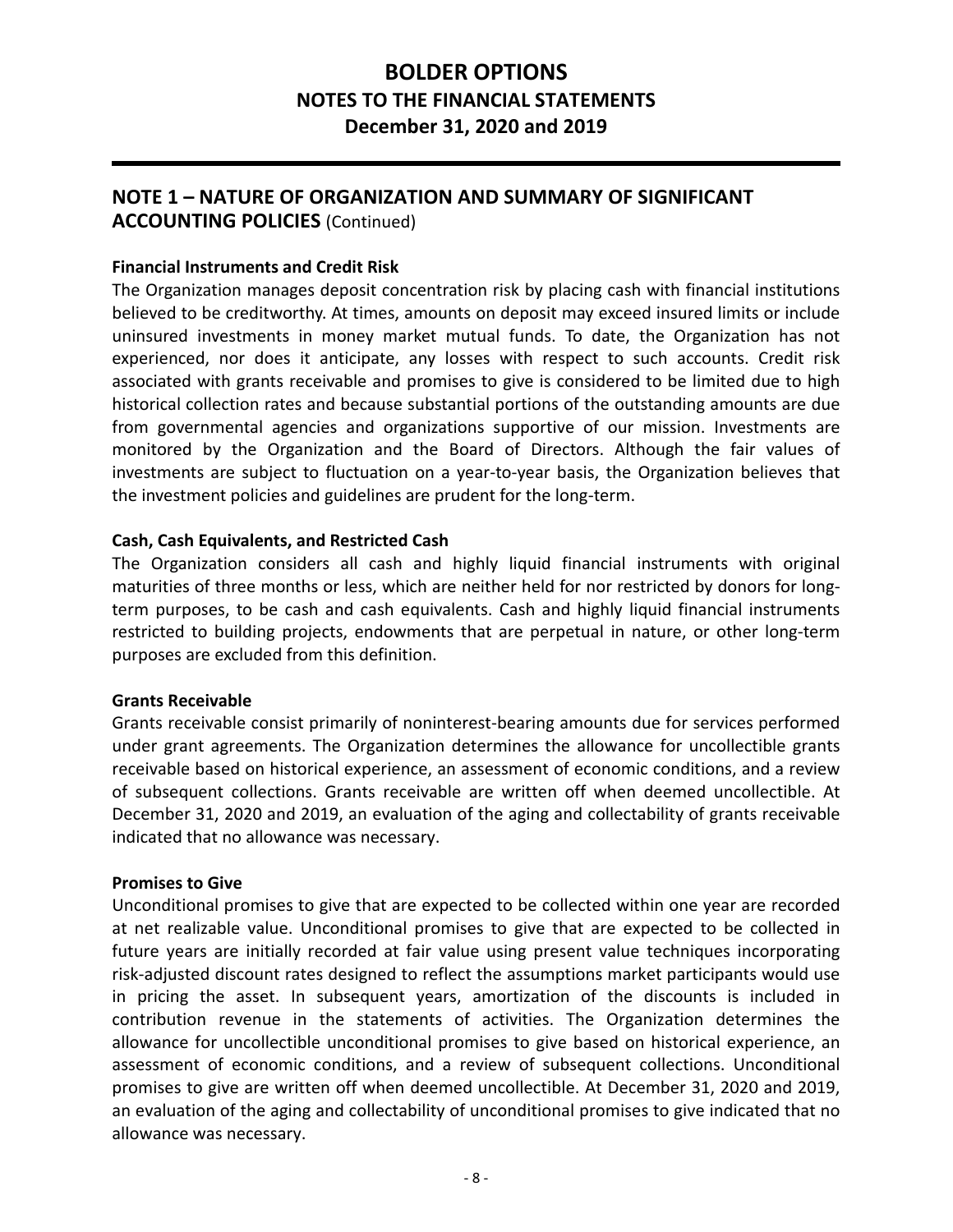# BOLDER OPTIONS
## NOTES TO THE FINANCIAL STATEMENTS
## December 31, 2020 and 2019

## NOTE 1 – NATURE OF ORGANIZATION AND SUMMARY OF SIGNIFICANT ACCOUNTING POLICIES (Continued)

**Financial Instruments and Credit Risk**

The Organization manages deposit concentration risk by placing cash with financial institutions believed to be creditworthy. At times, amounts on deposit may exceed insured limits or include uninsured investments in money market mutual funds. To date, the Organization has not experienced, nor does it anticipate, any losses with respect to such accounts. Credit risk associated with grants receivable and promises to give is considered to be limited due to high historical collection rates and because substantial portions of the outstanding amounts are due from governmental agencies and organizations supportive of our mission. Investments are monitored by the Organization and the Board of Directors. Although the fair values of investments are subject to fluctuation on a year-to-year basis, the Organization believes that the investment policies and guidelines are prudent for the long-term.

**Cash, Cash Equivalents, and Restricted Cash**

The Organization considers all cash and highly liquid financial instruments with original maturities of three months or less, which are neither held for nor restricted by donors for long-term purposes, to be cash and cash equivalents. Cash and highly liquid financial instruments restricted to building projects, endowments that are perpetual in nature, or other long-term purposes are excluded from this definition.

**Grants Receivable**

Grants receivable consist primarily of noninterest-bearing amounts due for services performed under grant agreements. The Organization determines the allowance for uncollectible grants receivable based on historical experience, an assessment of economic conditions, and a review of subsequent collections. Grants receivable are written off when deemed uncollectible. At December 31, 2020 and 2019, an evaluation of the aging and collectability of grants receivable indicated that no allowance was necessary.

**Promises to Give**

Unconditional promises to give that are expected to be collected within one year are recorded at net realizable value. Unconditional promises to give that are expected to be collected in future years are initially recorded at fair value using present value techniques incorporating risk-adjusted discount rates designed to reflect the assumptions market participants would use in pricing the asset. In subsequent years, amortization of the discounts is included in contribution revenue in the statements of activities. The Organization determines the allowance for uncollectible unconditional promises to give based on historical experience, an assessment of economic conditions, and a review of subsequent collections. Unconditional promises to give are written off when deemed uncollectible. At December 31, 2020 and 2019, an evaluation of the aging and collectability of unconditional promises to give indicated that no allowance was necessary.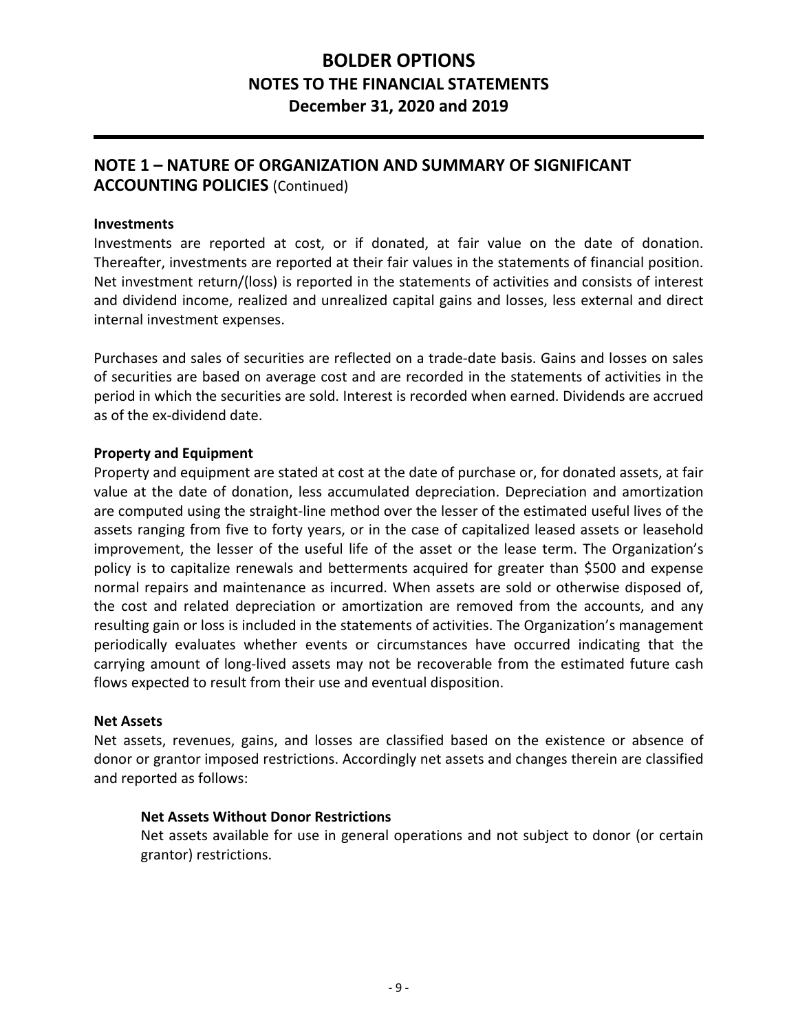# BOLDER OPTIONS
## NOTES TO THE FINANCIAL STATEMENTS
## December 31, 2020 and 2019

## NOTE 1 – NATURE OF ORGANIZATION AND SUMMARY OF SIGNIFICANT ACCOUNTING POLICIES (Continued)

**Investments**

Investments are reported at cost, or if donated, at fair value on the date of donation. Thereafter, investments are reported at their fair values in the statements of financial position. Net investment return/(loss) is reported in the statements of activities and consists of interest and dividend income, realized and unrealized capital gains and losses, less external and direct internal investment expenses.

Purchases and sales of securities are reflected on a trade-date basis. Gains and losses on sales of securities are based on average cost and are recorded in the statements of activities in the period in which the securities are sold. Interest is recorded when earned. Dividends are accrued as of the ex-dividend date.

**Property and Equipment**

Property and equipment are stated at cost at the date of purchase or, for donated assets, at fair value at the date of donation, less accumulated depreciation. Depreciation and amortization are computed using the straight-line method over the lesser of the estimated useful lives of the assets ranging from five to forty years, or in the case of capitalized leased assets or leasehold improvement, the lesser of the useful life of the asset or the lease term. The Organization's policy is to capitalize renewals and betterments acquired for greater than $500 and expense normal repairs and maintenance as incurred. When assets are sold or otherwise disposed of, the cost and related depreciation or amortization are removed from the accounts, and any resulting gain or loss is included in the statements of activities. The Organization's management periodically evaluates whether events or circumstances have occurred indicating that the carrying amount of long-lived assets may not be recoverable from the estimated future cash flows expected to result from their use and eventual disposition.

**Net Assets**

Net assets, revenues, gains, and losses are classified based on the existence or absence of donor or grantor imposed restrictions. Accordingly net assets and changes therein are classified and reported as follows:

**Net Assets Without Donor Restrictions**

Net assets available for use in general operations and not subject to donor (or certain grantor) restrictions.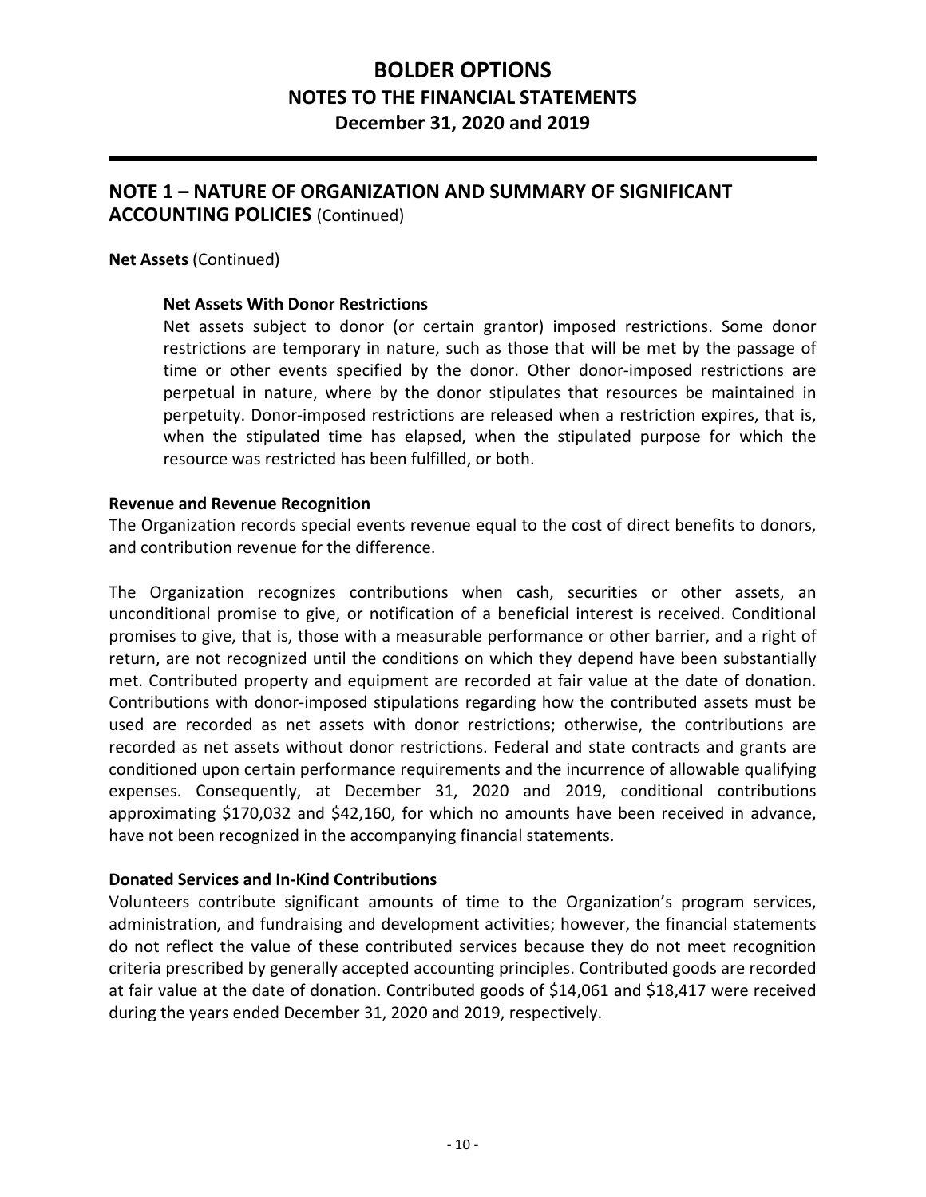# BOLDER OPTIONS
## NOTES TO THE FINANCIAL STATEMENTS
### December 31, 2020 and 2019

## NOTE 1 – NATURE OF ORGANIZATION AND SUMMARY OF SIGNIFICANT ACCOUNTING POLICIES (Continued)

**Net Assets** (Continued)

**Net Assets With Donor Restrictions**

Net assets subject to donor (or certain grantor) imposed restrictions. Some donor restrictions are temporary in nature, such as those that will be met by the passage of time or other events specified by the donor. Other donor-imposed restrictions are perpetual in nature, where by the donor stipulates that resources be maintained in perpetuity. Donor-imposed restrictions are released when a restriction expires, that is, when the stipulated time has elapsed, when the stipulated purpose for which the resource was restricted has been fulfilled, or both.

**Revenue and Revenue Recognition**

The Organization records special events revenue equal to the cost of direct benefits to donors, and contribution revenue for the difference.

The Organization recognizes contributions when cash, securities or other assets, an unconditional promise to give, or notification of a beneficial interest is received. Conditional promises to give, that is, those with a measurable performance or other barrier, and a right of return, are not recognized until the conditions on which they depend have been substantially met. Contributed property and equipment are recorded at fair value at the date of donation. Contributions with donor-imposed stipulations regarding how the contributed assets must be used are recorded as net assets with donor restrictions; otherwise, the contributions are recorded as net assets without donor restrictions. Federal and state contracts and grants are conditioned upon certain performance requirements and the incurrence of allowable qualifying expenses. Consequently, at December 31, 2020 and 2019, conditional contributions approximating $170,032 and $42,160, for which no amounts have been received in advance, have not been recognized in the accompanying financial statements.

**Donated Services and In-Kind Contributions**

Volunteers contribute significant amounts of time to the Organization's program services, administration, and fundraising and development activities; however, the financial statements do not reflect the value of these contributed services because they do not meet recognition criteria prescribed by generally accepted accounting principles. Contributed goods are recorded at fair value at the date of donation. Contributed goods of $14,061 and $18,417 were received during the years ended December 31, 2020 and 2019, respectively.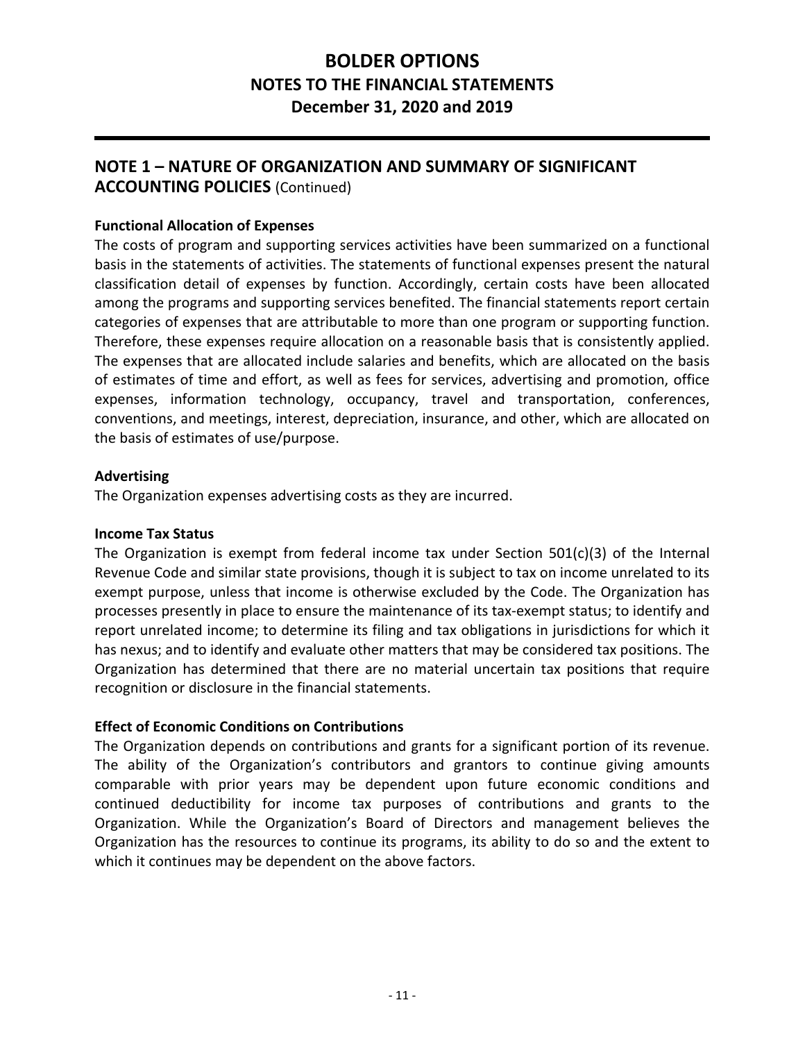# BOLDER OPTIONS
## NOTES TO THE FINANCIAL STATEMENTS
## December 31, 2020 and 2019

## NOTE 1 – NATURE OF ORGANIZATION AND SUMMARY OF SIGNIFICANT ACCOUNTING POLICIES (Continued)

**Functional Allocation of Expenses**

The costs of program and supporting services activities have been summarized on a functional basis in the statements of activities. The statements of functional expenses present the natural classification detail of expenses by function. Accordingly, certain costs have been allocated among the programs and supporting services benefited. The financial statements report certain categories of expenses that are attributable to more than one program or supporting function. Therefore, these expenses require allocation on a reasonable basis that is consistently applied. The expenses that are allocated include salaries and benefits, which are allocated on the basis of estimates of time and effort, as well as fees for services, advertising and promotion, office expenses, information technology, occupancy, travel and transportation, conferences, conventions, and meetings, interest, depreciation, insurance, and other, which are allocated on the basis of estimates of use/purpose.

**Advertising**

The Organization expenses advertising costs as they are incurred.

**Income Tax Status**

The Organization is exempt from federal income tax under Section 501(c)(3) of the Internal Revenue Code and similar state provisions, though it is subject to tax on income unrelated to its exempt purpose, unless that income is otherwise excluded by the Code. The Organization has processes presently in place to ensure the maintenance of its tax-exempt status; to identify and report unrelated income; to determine its filing and tax obligations in jurisdictions for which it has nexus; and to identify and evaluate other matters that may be considered tax positions. The Organization has determined that there are no material uncertain tax positions that require recognition or disclosure in the financial statements.

**Effect of Economic Conditions on Contributions**

The Organization depends on contributions and grants for a significant portion of its revenue. The ability of the Organization's contributors and grantors to continue giving amounts comparable with prior years may be dependent upon future economic conditions and continued deductibility for income tax purposes of contributions and grants to the Organization. While the Organization's Board of Directors and management believes the Organization has the resources to continue its programs, its ability to do so and the extent to which it continues may be dependent on the above factors.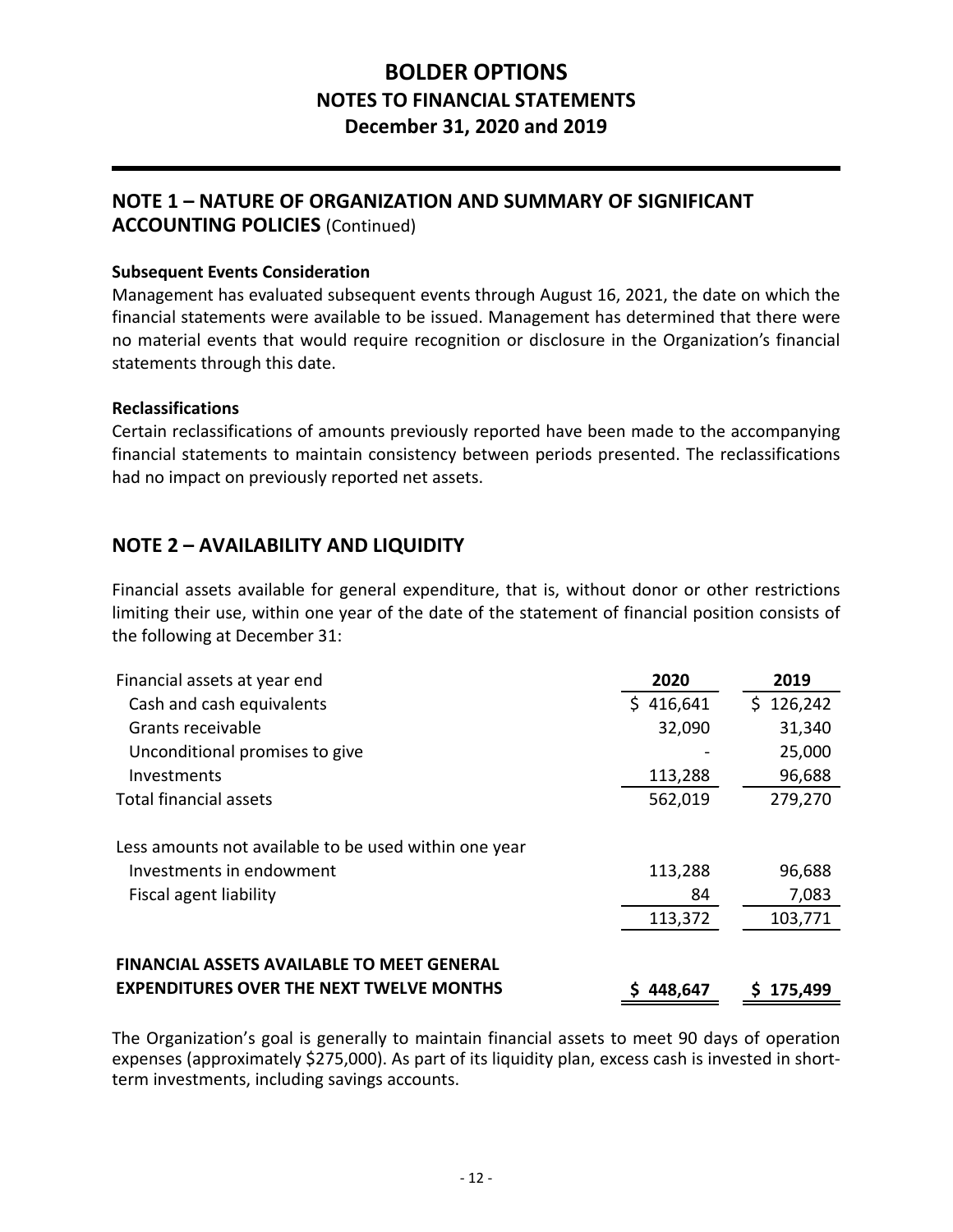# BOLDER OPTIONS
## NOTES TO FINANCIAL STATEMENTS
## December 31, 2020 and 2019

## NOTE 1 – NATURE OF ORGANIZATION AND SUMMARY OF SIGNIFICANT ACCOUNTING POLICIES (Continued)

**Subsequent Events Consideration**

Management has evaluated subsequent events through August 16, 2021, the date on which the financial statements were available to be issued. Management has determined that there were no material events that would require recognition or disclosure in the Organization's financial statements through this date.

**Reclassifications**

Certain reclassifications of amounts previously reported have been made to the accompanying financial statements to maintain consistency between periods presented. The reclassifications had no impact on previously reported net assets.

## NOTE 2 – AVAILABILITY AND LIQUIDITY

Financial assets available for general expenditure, that is, without donor or other restrictions limiting their use, within one year of the date of the statement of financial position consists of the following at December 31:

| | 2020 | 2019 |
|---|---|---|
| Financial assets at year end | | |
| Cash and cash equivalents | $ 416,641 | $ 126,242 |
| Grants receivable | 32,090 | 31,340 |
| Unconditional promises to give | - | 25,000 |
| Investments | 113,288 | 96,688 |
| Total financial assets | 562,019 | 279,270 |
| | | |
| Less amounts not available to be used within one year | | |
| Investments in endowment | 113,288 | 96,688 |
| Fiscal agent liability | 84 | 7,083 |
| | 113,372 | 103,771 |
| | | |
| **FINANCIAL ASSETS AVAILABLE TO MEET GENERAL EXPENDITURES OVER THE NEXT TWELVE MONTHS** | **$ 448,647** | **$ 175,499** |

The Organization's goal is generally to maintain financial assets to meet 90 days of operation expenses (approximately $275,000). As part of its liquidity plan, excess cash is invested in short-term investments, including savings accounts.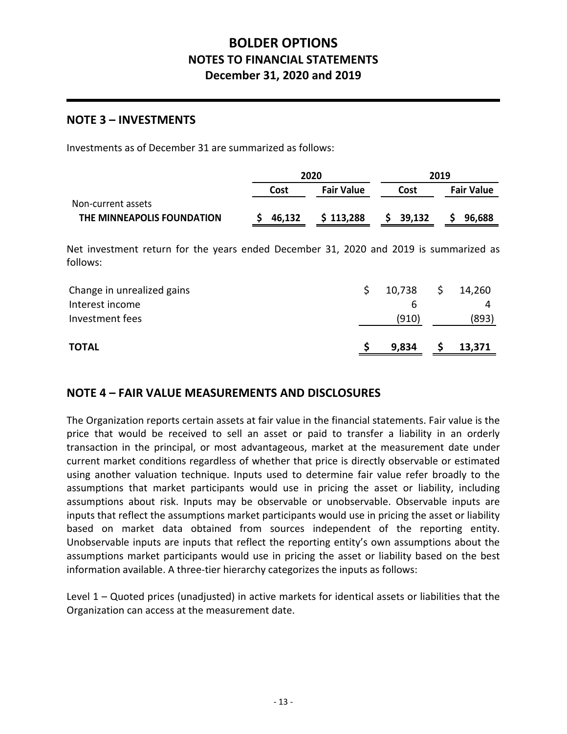# BOLDER OPTIONS
## NOTES TO FINANCIAL STATEMENTS
## December 31, 2020 and 2019

## NOTE 3 – INVESTMENTS

Investments as of December 31 are summarized as follows:

| | 2020 | | 2019 | |
|---|---|---|---|---|
| | **Cost** | **Fair Value** | **Cost** | **Fair Value** |
| Non-current assets | | | | |
| **THE MINNEAPOLIS FOUNDATION** | **$ 46,132** | **$ 113,288** | **$ 39,132** | **$ 96,688** |

Net investment return for the years ended December 31, 2020 and 2019 is summarized as follows:

| | 2020 | 2019 |
|---|---|---|
| Change in unrealized gains | $ 10,738 | $ 14,260 |
| Interest income | 6 | 4 |
| Investment fees | (910) | (893) |
| **TOTAL** | **$ 9,834** | **$ 13,371** |

## NOTE 4 – FAIR VALUE MEASUREMENTS AND DISCLOSURES

The Organization reports certain assets at fair value in the financial statements. Fair value is the price that would be received to sell an asset or paid to transfer a liability in an orderly transaction in the principal, or most advantageous, market at the measurement date under current market conditions regardless of whether that price is directly observable or estimated using another valuation technique. Inputs used to determine fair value refer broadly to the assumptions that market participants would use in pricing the asset or liability, including assumptions about risk. Inputs may be observable or unobservable. Observable inputs are inputs that reflect the assumptions market participants would use in pricing the asset or liability based on market data obtained from sources independent of the reporting entity. Unobservable inputs are inputs that reflect the reporting entity's own assumptions about the assumptions market participants would use in pricing the asset or liability based on the best information available. A three-tier hierarchy categorizes the inputs as follows:

Level 1 – Quoted prices (unadjusted) in active markets for identical assets or liabilities that the Organization can access at the measurement date.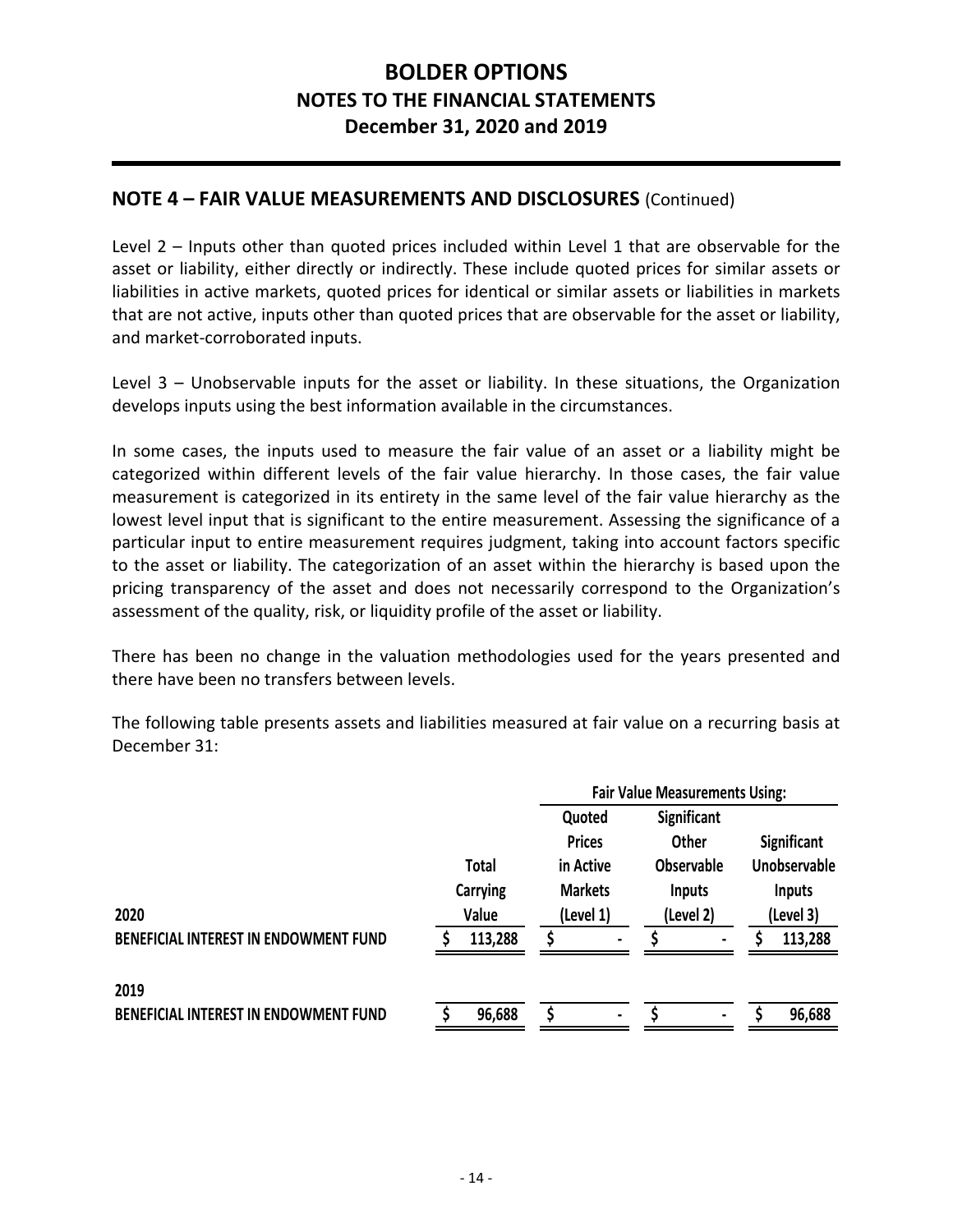## NOTE 4 – FAIR VALUE MEASUREMENTS AND DISCLOSURES (Continued)

Level 2 – Inputs other than quoted prices included within Level 1 that are observable for the asset or liability, either directly or indirectly. These include quoted prices for similar assets or liabilities in active markets, quoted prices for identical or similar assets or liabilities in markets that are not active, inputs other than quoted prices that are observable for the asset or liability, and market-corroborated inputs.

Level 3 – Unobservable inputs for the asset or liability. In these situations, the Organization develops inputs using the best information available in the circumstances.

In some cases, the inputs used to measure the fair value of an asset or a liability might be categorized within different levels of the fair value hierarchy. In those cases, the fair value measurement is categorized in its entirety in the same level of the fair value hierarchy as the lowest level input that is significant to the entire measurement. Assessing the significance of a particular input to entire measurement requires judgment, taking into account factors specific to the asset or liability. The categorization of an asset within the hierarchy is based upon the pricing transparency of the asset and does not necessarily correspond to the Organization's assessment of the quality, risk, or liquidity profile of the asset or liability.

There has been no change in the valuation methodologies used for the years presented and there have been no transfers between levels.

The following table presents assets and liabilities measured at fair value on a recurring basis at December 31:

| | | Fair Value Measurements Using: | | |
|---|---|---|---|---|
| | Total Carrying Value | Quoted Prices in Active Markets (Level 1) | Significant Other Observable Inputs (Level 2) | Significant Unobservable Inputs (Level 3) |
| **2020** | | | | |
| **BENEFICIAL INTEREST IN ENDOWMENT FUND** | $ 113,288 | $ - | $ - | $ 113,288 |
| **2019** | | | | |
| **BENEFICIAL INTEREST IN ENDOWMENT FUND** | $ 96,688 | $ - | $ - | $ 96,688 |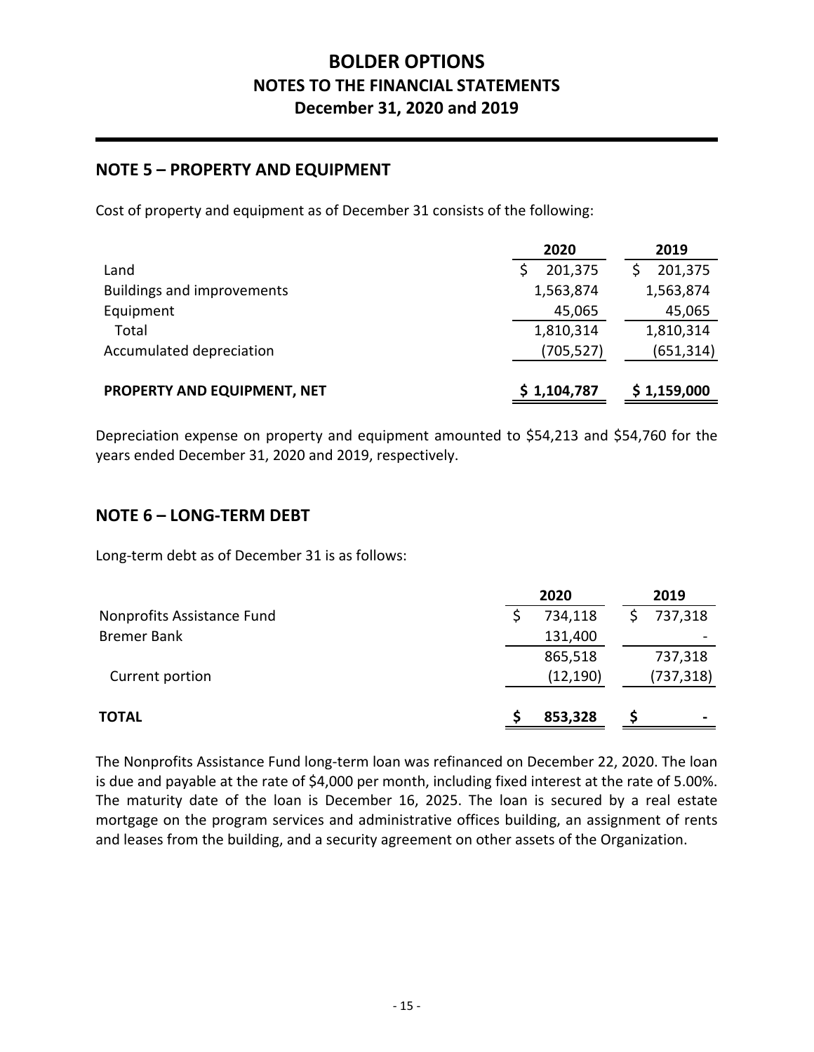# BOLDER OPTIONS
## NOTES TO THE FINANCIAL STATEMENTS
### December 31, 2020 and 2019

## NOTE 5 – PROPERTY AND EQUIPMENT

Cost of property and equipment as of December 31 consists of the following:

| | 2020 | 2019 |
|---|---|---|
| Land | $ 201,375 | $ 201,375 |
| Buildings and improvements | 1,563,874 | 1,563,874 |
| Equipment | 45,065 | 45,065 |
| Total | 1,810,314 | 1,810,314 |
| Accumulated depreciation | (705,527) | (651,314) |
| **PROPERTY AND EQUIPMENT, NET** | **$ 1,104,787** | **$ 1,159,000** |

Depreciation expense on property and equipment amounted to $54,213 and $54,760 for the years ended December 31, 2020 and 2019, respectively.

## NOTE 6 – LONG-TERM DEBT

Long-term debt as of December 31 is as follows:

| | 2020 | 2019 |
|---|---|---|
| Nonprofits Assistance Fund | $ 734,118 | $ 737,318 |
| Bremer Bank | 131,400 | - |
| | 865,518 | 737,318 |
| Current portion | (12,190) | (737,318) |
| **TOTAL** | **$ 853,328** | **$ -** |

The Nonprofits Assistance Fund long-term loan was refinanced on December 22, 2020. The loan is due and payable at the rate of $4,000 per month, including fixed interest at the rate of 5.00%. The maturity date of the loan is December 16, 2025. The loan is secured by a real estate mortgage on the program services and administrative offices building, an assignment of rents and leases from the building, and a security agreement on other assets of the Organization.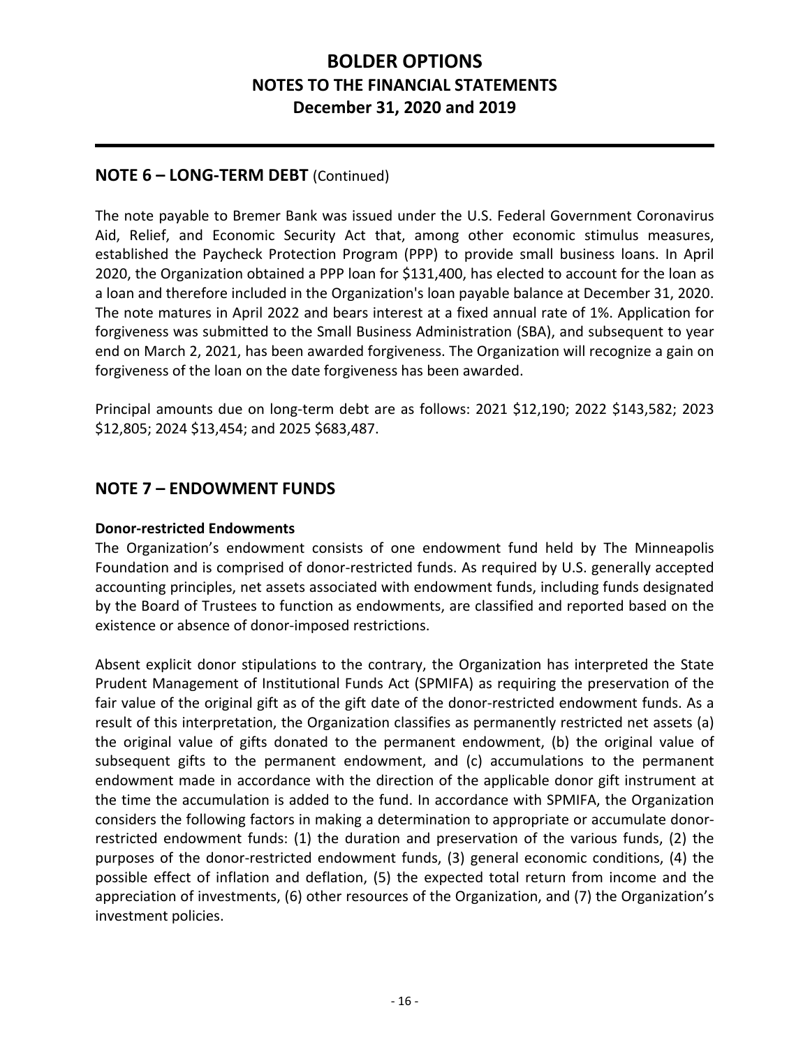## NOTE 6 – LONG-TERM DEBT (Continued)

The note payable to Bremer Bank was issued under the U.S. Federal Government Coronavirus Aid, Relief, and Economic Security Act that, among other economic stimulus measures, established the Paycheck Protection Program (PPP) to provide small business loans. In April 2020, the Organization obtained a PPP loan for $131,400, has elected to account for the loan as a loan and therefore included in the Organization's loan payable balance at December 31, 2020. The note matures in April 2022 and bears interest at a fixed annual rate of 1%. Application for forgiveness was submitted to the Small Business Administration (SBA), and subsequent to year end on March 2, 2021, has been awarded forgiveness. The Organization will recognize a gain on forgiveness of the loan on the date forgiveness has been awarded.

Principal amounts due on long-term debt are as follows: 2021 $12,190; 2022 $143,582; 2023 $12,805; 2024 $13,454; and 2025 $683,487.

## NOTE 7 – ENDOWMENT FUNDS

**Donor-restricted Endowments**

The Organization's endowment consists of one endowment fund held by The Minneapolis Foundation and is comprised of donor-restricted funds. As required by U.S. generally accepted accounting principles, net assets associated with endowment funds, including funds designated by the Board of Trustees to function as endowments, are classified and reported based on the existence or absence of donor-imposed restrictions.

Absent explicit donor stipulations to the contrary, the Organization has interpreted the State Prudent Management of Institutional Funds Act (SPMIFA) as requiring the preservation of the fair value of the original gift as of the gift date of the donor-restricted endowment funds. As a result of this interpretation, the Organization classifies as permanently restricted net assets (a) the original value of gifts donated to the permanent endowment, (b) the original value of subsequent gifts to the permanent endowment, and (c) accumulations to the permanent endowment made in accordance with the direction of the applicable donor gift instrument at the time the accumulation is added to the fund. In accordance with SPMIFA, the Organization considers the following factors in making a determination to appropriate or accumulate donor-restricted endowment funds: (1) the duration and preservation of the various funds, (2) the purposes of the donor-restricted endowment funds, (3) general economic conditions, (4) the possible effect of inflation and deflation, (5) the expected total return from income and the appreciation of investments, (6) other resources of the Organization, and (7) the Organization's investment policies.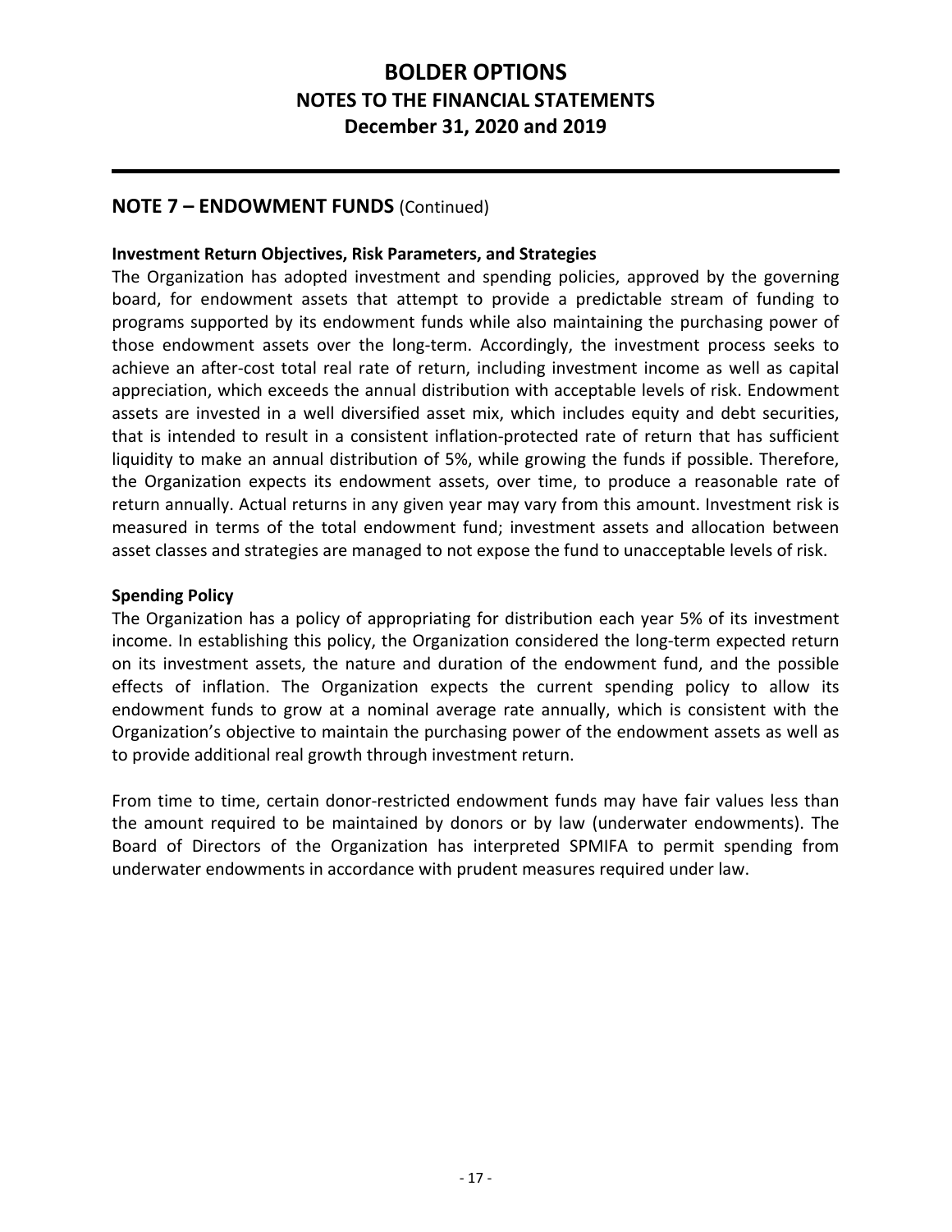## NOTE 7 – ENDOWMENT FUNDS (Continued)

**Investment Return Objectives, Risk Parameters, and Strategies**

The Organization has adopted investment and spending policies, approved by the governing board, for endowment assets that attempt to provide a predictable stream of funding to programs supported by its endowment funds while also maintaining the purchasing power of those endowment assets over the long-term. Accordingly, the investment process seeks to achieve an after-cost total real rate of return, including investment income as well as capital appreciation, which exceeds the annual distribution with acceptable levels of risk. Endowment assets are invested in a well diversified asset mix, which includes equity and debt securities, that is intended to result in a consistent inflation-protected rate of return that has sufficient liquidity to make an annual distribution of 5%, while growing the funds if possible. Therefore, the Organization expects its endowment assets, over time, to produce a reasonable rate of return annually. Actual returns in any given year may vary from this amount. Investment risk is measured in terms of the total endowment fund; investment assets and allocation between asset classes and strategies are managed to not expose the fund to unacceptable levels of risk.

**Spending Policy**

The Organization has a policy of appropriating for distribution each year 5% of its investment income. In establishing this policy, the Organization considered the long-term expected return on its investment assets, the nature and duration of the endowment fund, and the possible effects of inflation. The Organization expects the current spending policy to allow its endowment funds to grow at a nominal average rate annually, which is consistent with the Organization's objective to maintain the purchasing power of the endowment assets as well as to provide additional real growth through investment return.

From time to time, certain donor-restricted endowment funds may have fair values less than the amount required to be maintained by donors or by law (underwater endowments). The Board of Directors of the Organization has interpreted SPMIFA to permit spending from underwater endowments in accordance with prudent measures required under law.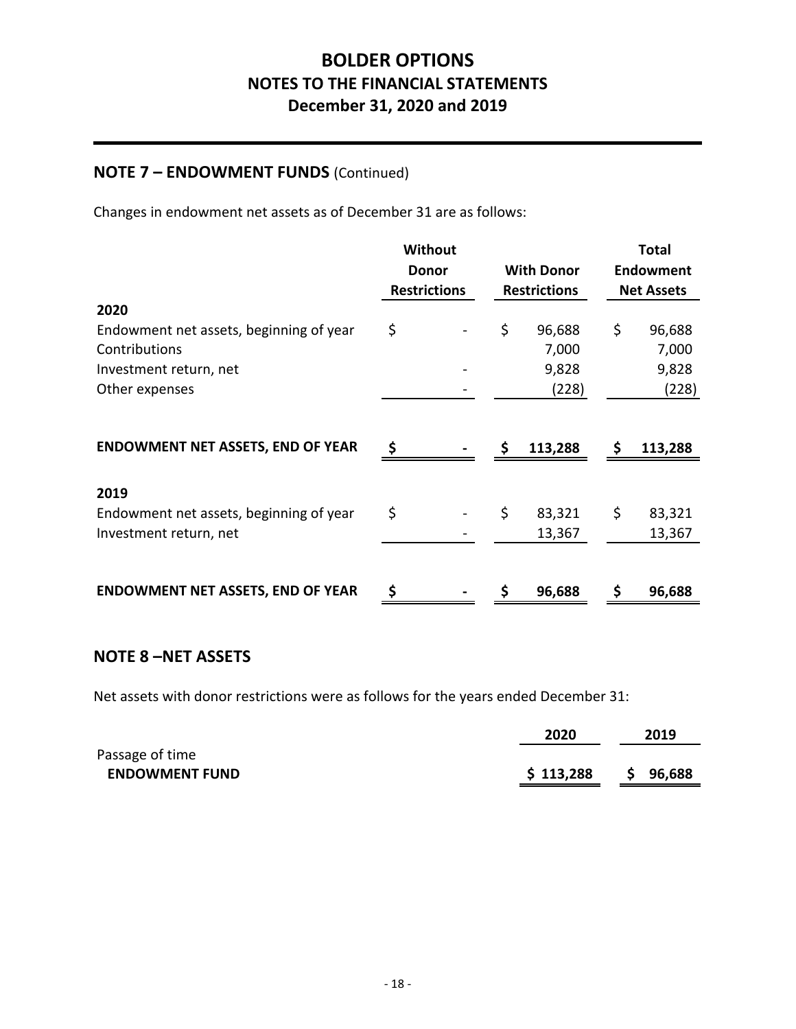# BOLDER OPTIONS
## NOTES TO THE FINANCIAL STATEMENTS
### December 31, 2020 and 2019

## NOTE 7 – ENDOWMENT FUNDS (Continued)

Changes in endowment net assets as of December 31 are as follows:

| | Without Donor Restrictions | With Donor Restrictions | Total Endowment Net Assets |
|---|---|---|---|
| **2020** | | | |
| Endowment net assets, beginning of year | $ - | $ 96,688 | $ 96,688 |
| Contributions | | 7,000 | 7,000 |
| Investment return, net | - | 9,828 | 9,828 |
| Other expenses | - | (228) | (228) |
| **ENDOWMENT NET ASSETS, END OF YEAR** | **$ -** | **$ 113,288** | **$ 113,288** |
| **2019** | | | |
| Endowment net assets, beginning of year | $ - | $ 83,321 | $ 83,321 |
| Investment return, net | - | 13,367 | 13,367 |
| **ENDOWMENT NET ASSETS, END OF YEAR** | **$ -** | **$ 96,688** | **$ 96,688** |

## NOTE 8 –NET ASSETS

Net assets with donor restrictions were as follows for the years ended December 31:

| | 2020 | 2019 |
|---|---|---|
| Passage of time | | |
| **ENDOWMENT FUND** | **$ 113,288** | **$ 96,688** |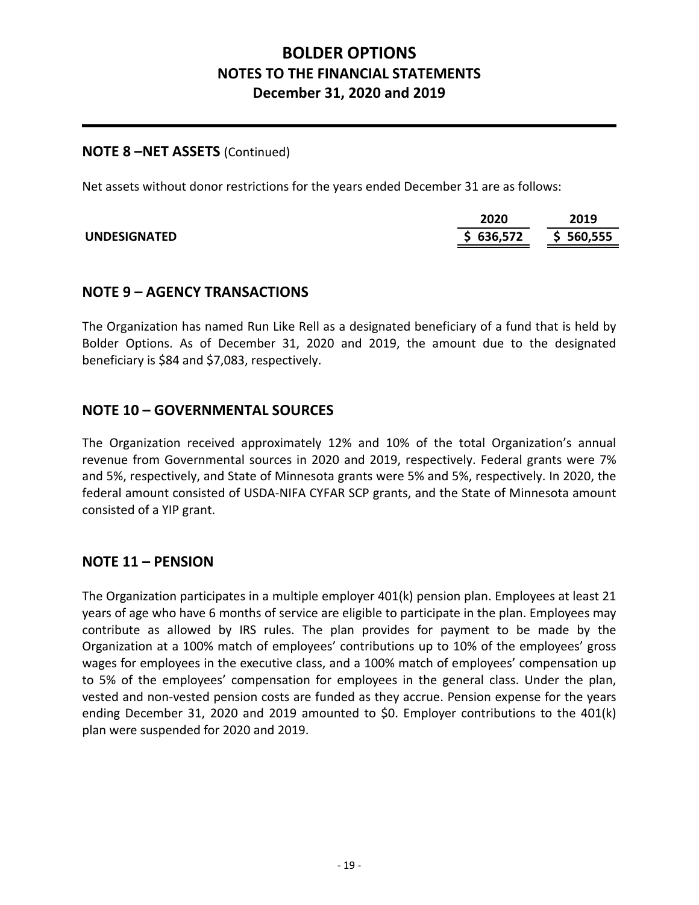## NOTE 8 –NET ASSETS (Continued)

Net assets without donor restrictions for the years ended December 31 are as follows:

| | 2020 | 2019 |
|---|---|---|
| **UNDESIGNATED** | **$ 636,572** | **$ 560,555** |

## NOTE 9 – AGENCY TRANSACTIONS

The Organization has named Run Like Rell as a designated beneficiary of a fund that is held by Bolder Options. As of December 31, 2020 and 2019, the amount due to the designated beneficiary is $84 and $7,083, respectively.

## NOTE 10 – GOVERNMENTAL SOURCES

The Organization received approximately 12% and 10% of the total Organization's annual revenue from Governmental sources in 2020 and 2019, respectively. Federal grants were 7% and 5%, respectively, and State of Minnesota grants were 5% and 5%, respectively. In 2020, the federal amount consisted of USDA-NIFA CYFAR SCP grants, and the State of Minnesota amount consisted of a YIP grant.

## NOTE 11 – PENSION

The Organization participates in a multiple employer 401(k) pension plan. Employees at least 21 years of age who have 6 months of service are eligible to participate in the plan. Employees may contribute as allowed by IRS rules. The plan provides for payment to be made by the Organization at a 100% match of employees' contributions up to 10% of the employees' gross wages for employees in the executive class, and a 100% match of employees' compensation up to 5% of the employees' compensation for employees in the general class. Under the plan, vested and non-vested pension costs are funded as they accrue. Pension expense for the years ending December 31, 2020 and 2019 amounted to $0. Employer contributions to the 401(k) plan were suspended for 2020 and 2019.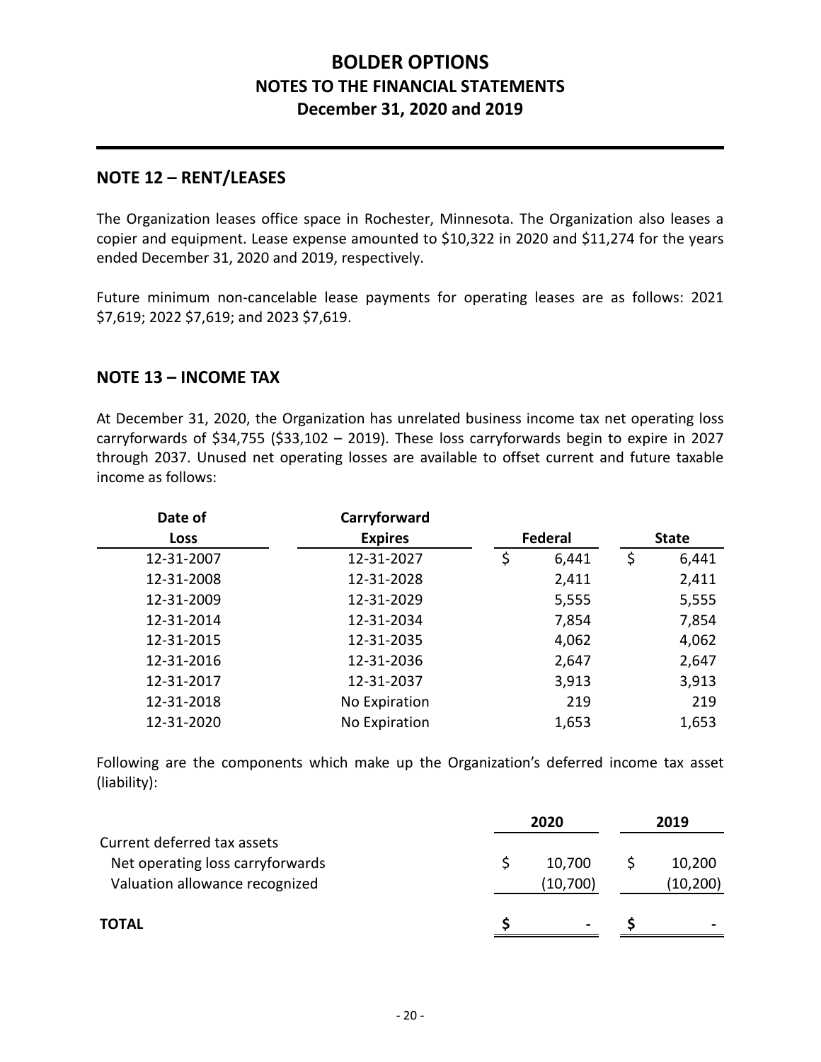## NOTE 12 – RENT/LEASES

The Organization leases office space in Rochester, Minnesota. The Organization also leases a copier and equipment. Lease expense amounted to $10,322 in 2020 and $11,274 for the years ended December 31, 2020 and 2019, respectively.

Future minimum non-cancelable lease payments for operating leases are as follows: 2021 $7,619; 2022 $7,619; and 2023 $7,619.

## NOTE 13 – INCOME TAX

At December 31, 2020, the Organization has unrelated business income tax net operating loss carryforwards of $34,755 ($33,102 – 2019). These loss carryforwards begin to expire in 2027 through 2037. Unused net operating losses are available to offset current and future taxable income as follows:

| Date of Loss | Carryforward Expires | Federal | State |
|---|---|---|---|
| 12-31-2007 | 12-31-2027 | $ 6,441 | $ 6,441 |
| 12-31-2008 | 12-31-2028 | 2,411 | 2,411 |
| 12-31-2009 | 12-31-2029 | 5,555 | 5,555 |
| 12-31-2014 | 12-31-2034 | 7,854 | 7,854 |
| 12-31-2015 | 12-31-2035 | 4,062 | 4,062 |
| 12-31-2016 | 12-31-2036 | 2,647 | 2,647 |
| 12-31-2017 | 12-31-2037 | 3,913 | 3,913 |
| 12-31-2018 | No Expiration | 219 | 219 |
| 12-31-2020 | No Expiration | 1,653 | 1,653 |

Following are the components which make up the Organization's deferred income tax asset (liability):

| | 2020 | 2019 |
|---|---|---|
| Current deferred tax assets | | |
| Net operating loss carryforwards | $ 10,700 | $ 10,200 |
| Valuation allowance recognized | (10,700) | (10,200) |
| **TOTAL** | **$ -** | **$ -** |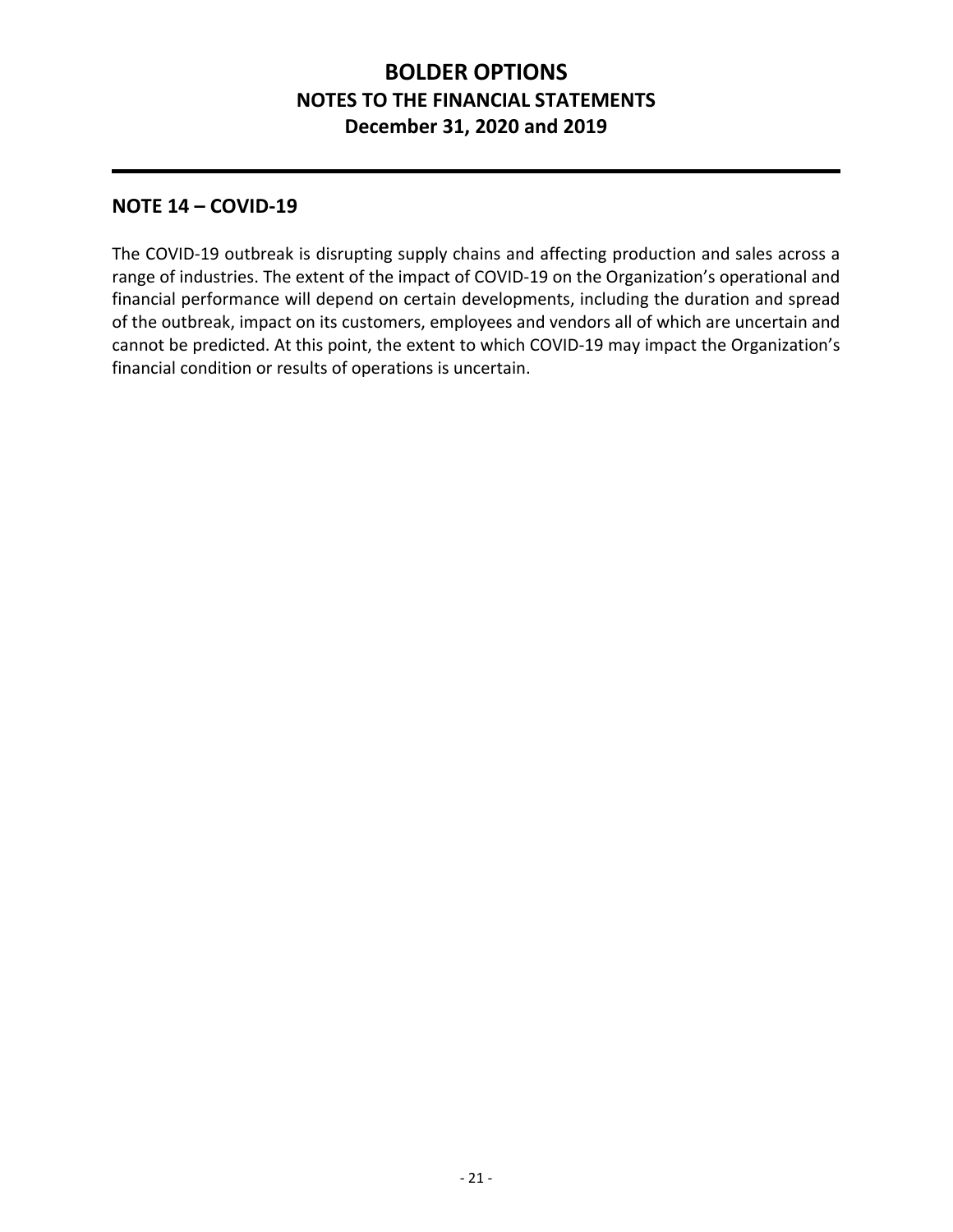## NOTE 14 – COVID-19

The COVID-19 outbreak is disrupting supply chains and affecting production and sales across a range of industries. The extent of the impact of COVID-19 on the Organization's operational and financial performance will depend on certain developments, including the duration and spread of the outbreak, impact on its customers, employees and vendors all of which are uncertain and cannot be predicted. At this point, the extent to which COVID-19 may impact the Organization's financial condition or results of operations is uncertain.